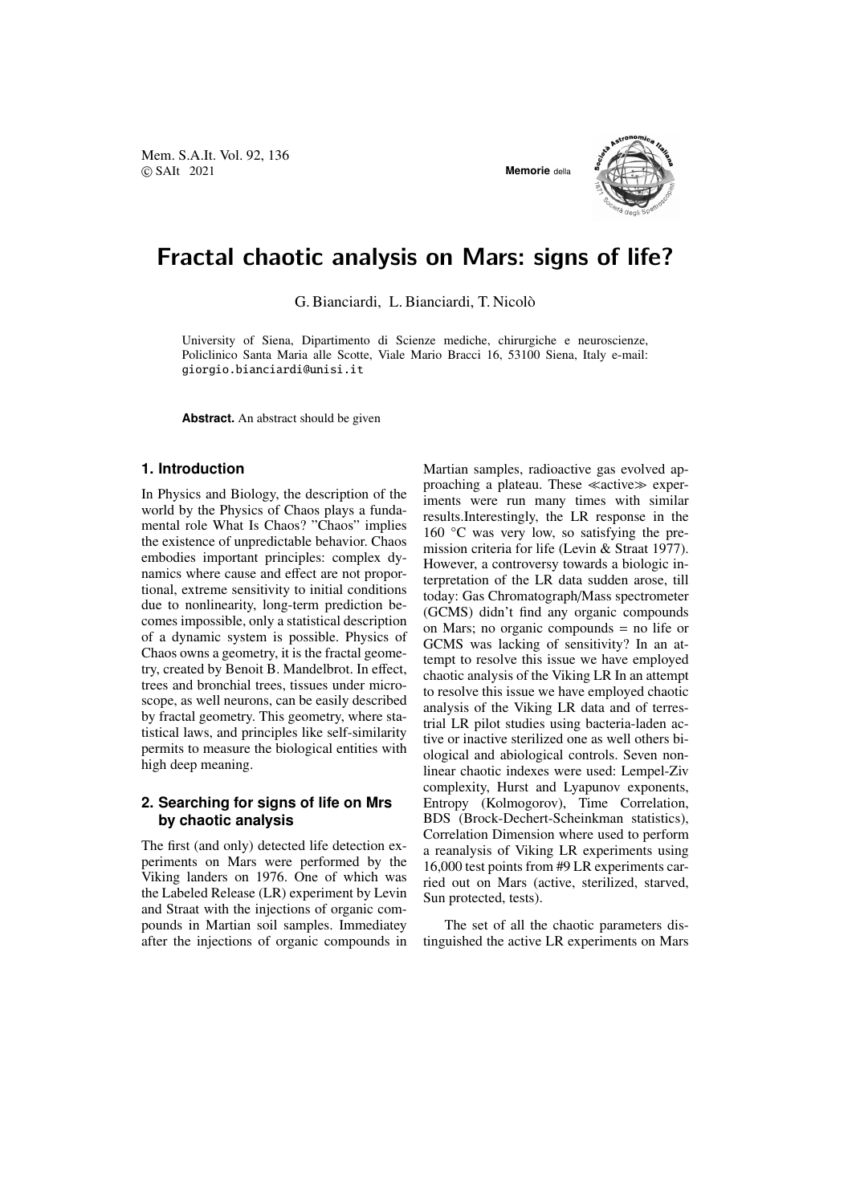# Fractal chaotic analysis on Mars: signs of life?

G. Bianciardi, L. Bianciardi, T. Nicolò

University of Siena, Dipartimento di Scienze mediche, chirurgiche e neuroscienze, Policlinico Santa Maria alle Scotte, Viale Mario Bracci 16, 53100 Siena, Italy e-mail: giorgio.bianciardi@unisi.it

**Abstract.** An abstract should be given

### 1. Introduction

In Physics and Biology, the description of the world by the Physics of Chaos plays a fundamental role What Is Chaos? "Chaos" implies the existence of unpredictable behavior. Chaos embodies important principles: complex dynamics where cause and effect are not proportional, extreme sensitivity to initial conditions due to nonlinearity, long-term prediction becomes impossible, only a statistical description of a dynamic system is possible. Physics of Chaos owns a geometry, it is the fractal geometry, created by Benoit B. Mandelbrot. In effect, trees and bronchial trees, tissues under microscope, as well neurons, can be easily described by fractal geometry. This geometry, where statistical laws, and principles like self-similarity permits to measure the biological entities with high deep meaning.

### 2. Searching for signs of life on Mrs by chaotic analysis

The first (and only) detected life detection experiments on Mars were performed by the Viking landers on 1976. One of which was the Labeled Release (LR) experiment by Levin and Straat with the injections of organic compounds in Martian soil samples. Immediatey after the injections of organic compounds in Martian samples, radioactive gas evolved approaching a plateau. These ≪active≫ experiments were run many times with similar results.Interestingly, the LR response in the 160 °C was very low, so satisfying the pre-mission criteria for life (Levin & Straat 1977). However, a controversy towards a biologic interpretation of the LR data sudden arose, till today: Gas Chromatograph/Mass spectrometer (GCMS) didn't find any organic compounds on Mars; no organic compounds = no life or GCMS was lacking of sensitivity? In an attempt to resolve this issue we have employed chaotic analysis of the Viking LR In an attempt to resolve this issue we have employed chaotic analysis of the Viking LR data and of terrestrial LR pilot studies using bacteria-laden active or inactive sterilized one as well others biological and abiological controls. Seven nonlinear chaotic indexes were used: Lempel-Ziv complexity, Hurst and Lyapunov exponents, Entropy (Kolmogorov), Time Correlation, BDS (Brock-Dechert-Scheinkman statistics), Correlation Dimension where used to perform a reanalysis of Viking LR experiments using 16,000 test points from #9 LR experiments carried out on Mars (active, sterilized, starved, Sun protected, tests).

The set of all the chaotic parameters distinguished the active LR experiments on Mars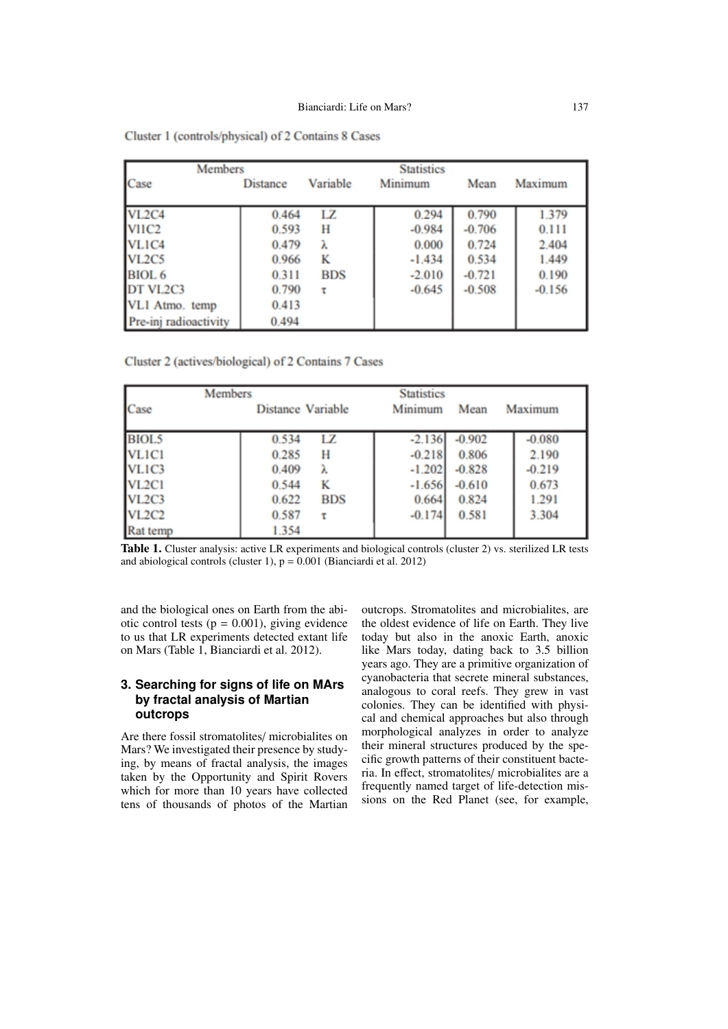Cluster 1 (controls/physical) of 2 Contains 8 Cases

| Members | | Statistics | | | |
|---|---|---|---|---|---|
| Case | Distance | Variable | Minimum | Mean | Maximum |
| VL2C4 | 0.464 | LZ | 0.294 | 0.790 | 1.379 |
| Vl1C2 | 0.593 | H | -0.984 | -0.706 | 0.111 |
| VL1C4 | 0.479 | λ | 0.000 | 0.724 | 2.404 |
| VL2C5 | 0.966 | K | -1.434 | 0.534 | 1.449 |
| BIOL 6 | 0.311 | BDS | -2.010 | -0.721 | 0.190 |
| DT VL2C3 | 0.790 | τ | -0.645 | -0.508 | -0.156 |
| VL1 Atmo. temp | 0.413 | | | | |
| Pre-inj radioactivity | 0.494 | | | | |

Cluster 2 (actives/biological) of 2 Contains 7 Cases

| Members | | Statistics | | | |
|---|---|---|---|---|---|
| Case | Distance | Variable | Minimum | Mean | Maximum |
| BIOL5 | 0.534 | LZ | -2.136 | -0.902 | -0.080 |
| VL1C1 | 0.285 | H | -0.218 | 0.806 | 2.190 |
| VL1C3 | 0.409 | λ | -1.202 | -0.828 | -0.219 |
| VL2C1 | 0.544 | K | -1.656 | -0.610 | 0.673 |
| VL2C3 | 0.622 | BDS | 0.664 | 0.824 | 1.291 |
| VL2C2 | 0.587 | τ | -0.174 | 0.581 | 3.304 |
| Rat temp | 1.354 | | | | |

**Table 1.** Cluster analysis: active LR experiments and biological controls (cluster 2) vs. sterilized LR tests and abiological controls (cluster 1), $p = 0.001$ (Bianciardi et al. 2012)

and the biological ones on Earth from the abiotic control tests ($p = 0.001$), giving evidence to us that LR experiments detected extant life on Mars (Table 1, Bianciardi et al. 2012).

## 3. Searching for signs of life on MArs by fractal analysis of Martian outcrops

Are there fossil stromatolites/ microbialites on Mars? We investigated their presence by studying, by means of fractal analysis, the images taken by the Opportunity and Spirit Rovers which for more than 10 years have collected tens of thousands of photos of the Martian outcrops. Stromatolites and microbialites, are the oldest evidence of life on Earth. They live today but also in the anoxic Earth, anoxic like Mars today, dating back to 3.5 billion years ago. They are a primitive organization of cyanobacteria that secrete mineral substances, analogous to coral reefs. They grew in vast colonies. They can be identified with physical and chemical approaches but also through morphological analyzes in order to analyze their mineral structures produced by the specific growth patterns of their constituent bacteria. In effect, stromatolites/ microbialites are a frequently named target of life-detection missions on the Red Planet (see, for example,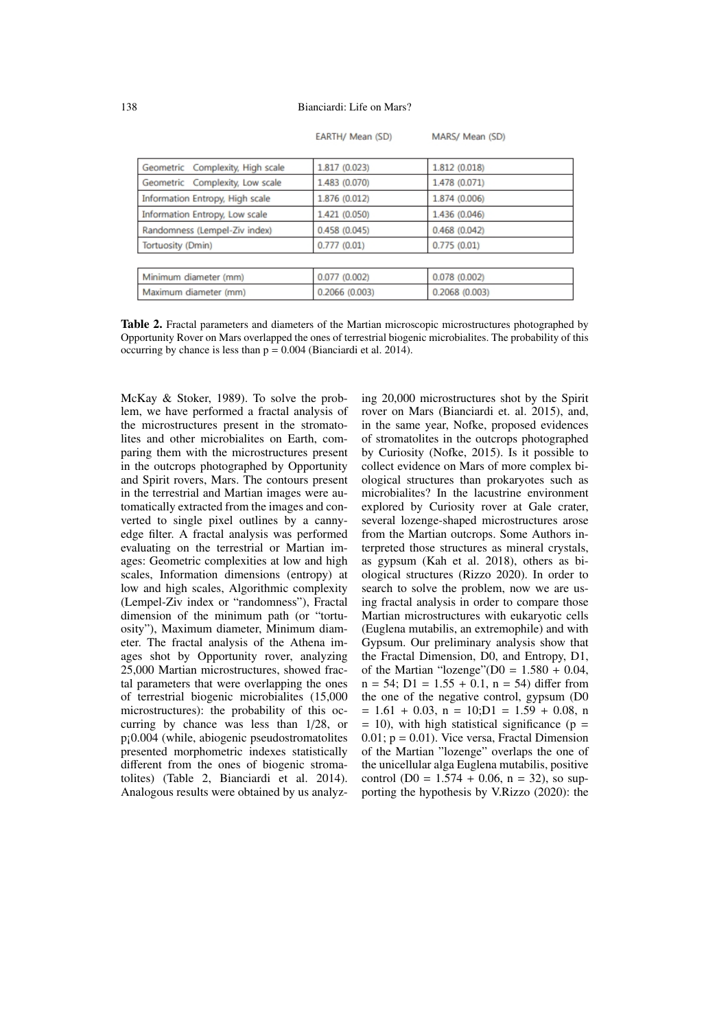| | EARTH/ Mean (SD) | MARS/ Mean (SD) |
|---|---|---|
| Geometric Complexity, High scale | 1.817 (0.023) | 1.812 (0.018) |
| Geometric Complexity, Low scale | 1.483 (0.070) | 1.478 (0.071) |
| Information Entropy, High scale | 1.876 (0.012) | 1.874 (0.006) |
| Information Entropy, Low scale | 1.421 (0.050) | 1.436 (0.046) |
| Randomness (Lempel-Ziv index) | 0.458 (0.045) | 0.468 (0.042) |
| Tortuosity (Dmin) | 0.777 (0.01) | 0.775 (0.01) |
| | | |
| Minimum diameter (mm) | 0.077 (0.002) | 0.078 (0.002) |
| Maximum diameter (mm) | 0.2066 (0.003) | 0.2068 (0.003) |

**Table 2.** Fractal parameters and diameters of the Martian microscopic microstructures photographed by Opportunity Rover on Mars overlapped the ones of terrestrial biogenic microbialites. The probability of this occurring by chance is less than p = 0.004 (Bianciardi et al. 2014).

McKay & Stoker, 1989). To solve the problem, we have performed a fractal analysis of the microstructures present in the stromatolites and other microbialites on Earth, comparing them with the microstructures present in the outcrops photographed by Opportunity and Spirit rovers, Mars. The contours present in the terrestrial and Martian images were automatically extracted from the images and converted to single pixel outlines by a canny-edge filter. A fractal analysis was performed evaluating on the terrestrial or Martian images: Geometric complexities at low and high scales, Information dimensions (entropy) at low and high scales, Algorithmic complexity (Lempel-Ziv index or "randomness"), Fractal dimension of the minimum path (or "tortuosity"), Maximum diameter, Minimum diameter. The fractal analysis of the Athena images shot by Opportunity rover, analyzing 25,000 Martian microstructures, showed fractal parameters that were overlapping the ones of terrestrial biogenic microbialites (15,000 microstructures): the probability of this occurring by chance was less than 1/28, or p¡0.004 (while, abiogenic pseudostromatolites presented morphometric indexes statistically different from the ones of biogenic stromatolites) (Table 2, Bianciardi et al. 2014). Analogous results were obtained by us analyzing 20,000 microstructures shot by the Spirit rover on Mars (Bianciardi et. al. 2015), and, in the same year, Nofke, proposed evidences of stromatolites in the outcrops photographed by Curiosity (Nofke, 2015). Is it possible to collect evidence on Mars of more complex biological structures than prokaryotes such as microbialites? In the lacustrine environment explored by Curiosity rover at Gale crater, several lozenge-shaped microstructures arose from the Martian outcrops. Some Authors interpreted those structures as mineral crystals, as gypsum (Kah et al. 2018), others as biological structures (Rizzo 2020). In order to search to solve the problem, now we are using fractal analysis in order to compare those Martian microstructures with eukaryotic cells (Euglena mutabilis, an extremophile) and with Gypsum. Our preliminary analysis show that the Fractal Dimension, D0, and Entropy, D1, of the Martian "lozenge"(D0 = 1.580 + 0.04, n = 54; D1 = 1.55 + 0.1, n = 54) differ from the one of the negative control, gypsum (D0 = 1.61 + 0.03, n = 10;D1 = 1.59 + 0.08, n = 10), with high statistical significance (p = 0.01; p = 0.01). Vice versa, Fractal Dimension of the Martian "lozenge" overlaps the one of the unicellular alga Euglena mutabilis, positive control (D0 = 1.574 + 0.06, n = 32), so supporting the hypothesis by V.Rizzo (2020): the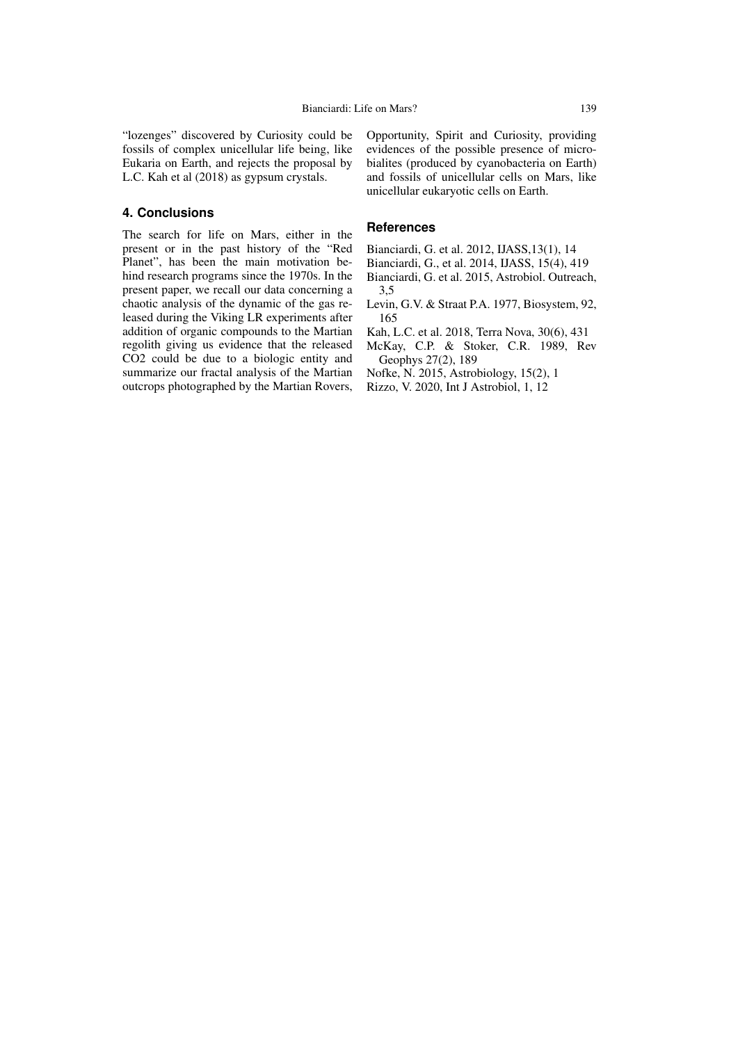"lozenges" discovered by Curiosity could be fossils of complex unicellular life being, like Eukaria on Earth, and rejects the proposal by L.C. Kah et al (2018) as gypsum crystals.

## 4. Conclusions

The search for life on Mars, either in the present or in the past history of the "Red Planet", has been the main motivation behind research programs since the 1970s. In the present paper, we recall our data concerning a chaotic analysis of the dynamic of the gas released during the Viking LR experiments after addition of organic compounds to the Martian regolith giving us evidence that the released $CO_2$ could be due to a biologic entity and summarize our fractal analysis of the Martian outcrops photographed by the Martian Rovers, Opportunity, Spirit and Curiosity, providing evidences of the possible presence of microbialites (produced by cyanobacteria on Earth) and fossils of unicellular cells on Mars, like unicellular eukaryotic cells on Earth.

## References

Bianciardi, G. et al. 2012, IJASS,13(1), 14

Bianciardi, G., et al. 2014, IJASS, 15(4), 419

Bianciardi, G. et al. 2015, Astrobiol. Outreach, 3,5

Levin, G.V. & Straat P.A. 1977, Biosystem, 92, 165

Kah, L.C. et al. 2018, Terra Nova, 30(6), 431

McKay, C.P. & Stoker, C.R. 1989, Rev Geophys 27(2), 189

Nofke, N. 2015, Astrobiology, 15(2), 1

Rizzo, V. 2020, Int J Astrobiol, 1, 12